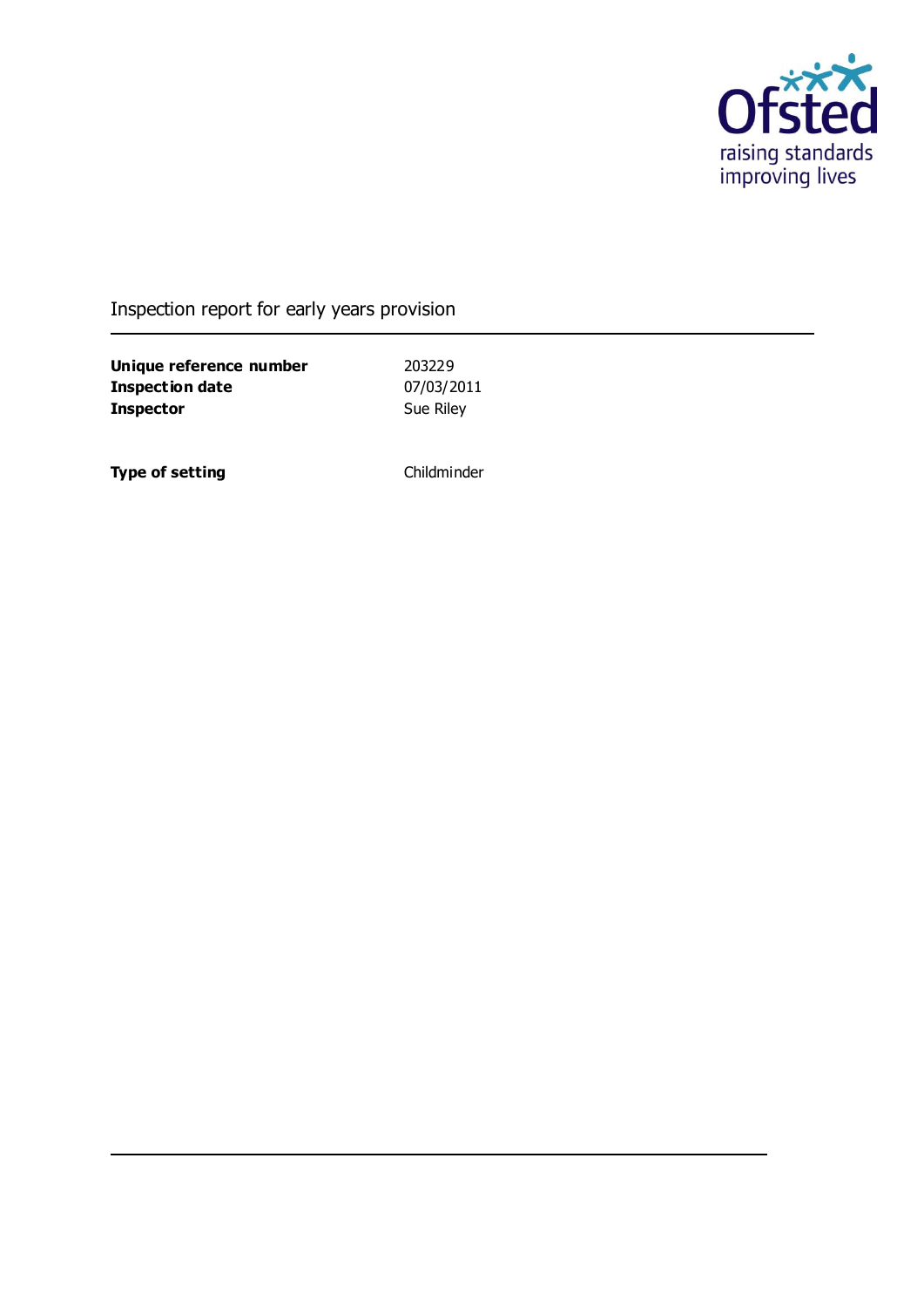Inspection report for early years provision

| | |
|---|---|
| **Unique reference number** | 203229 |
| **Inspection date** | 07/03/2011 |
| **Inspector** | Sue Riley |

| | |
|---|---|
| **Type of setting** | Childminder |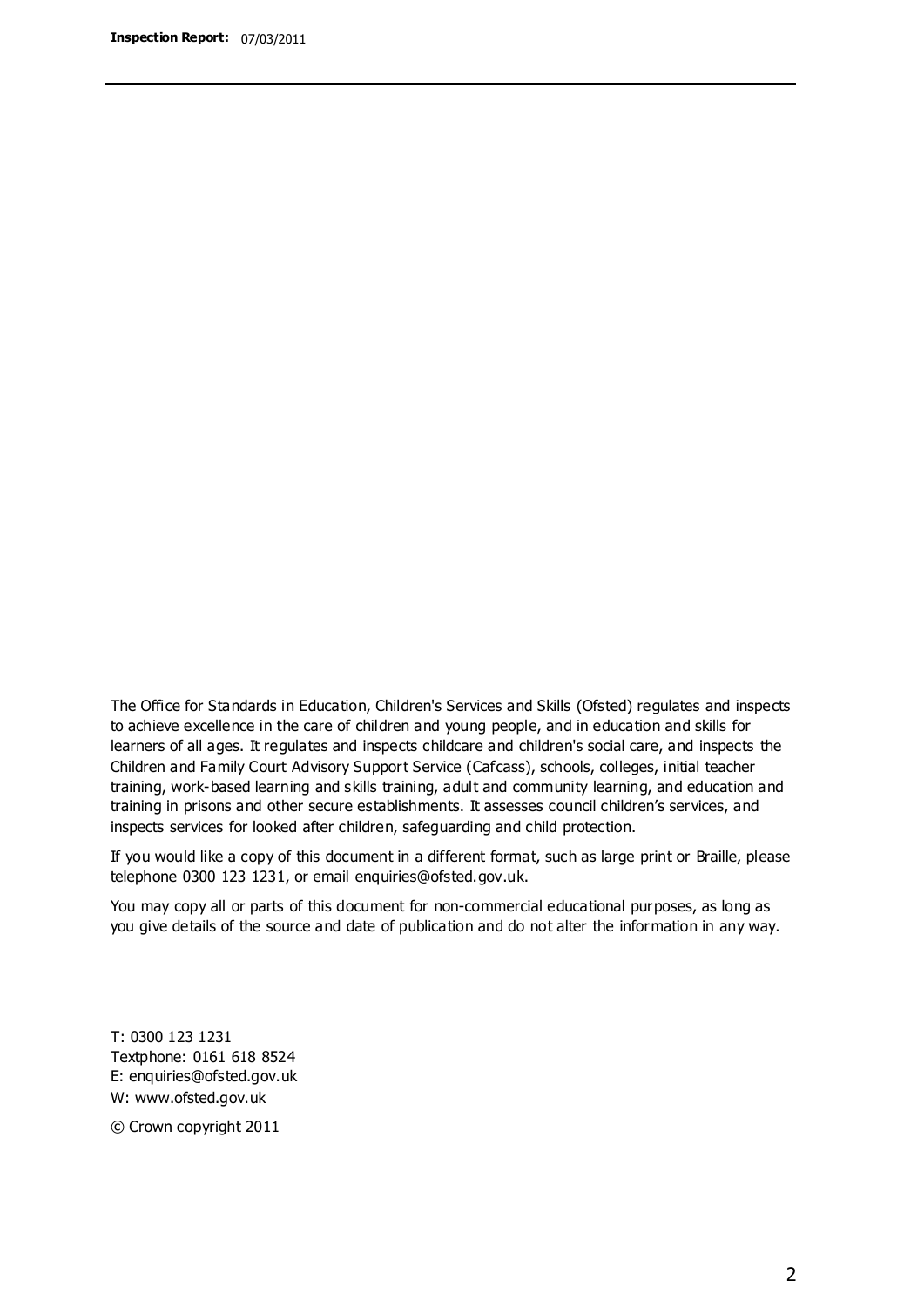The Office for Standards in Education, Children's Services and Skills (Ofsted) regulates and inspects to achieve excellence in the care of children and young people, and in education and skills for learners of all ages. It regulates and inspects childcare and children's social care, and inspects the Children and Family Court Advisory Support Service (Cafcass), schools, colleges, initial teacher training, work-based learning and skills training, adult and community learning, and education and training in prisons and other secure establishments. It assesses council children's services, and inspects services for looked after children, safeguarding and child protection.

If you would like a copy of this document in a different format, such as large print or Braille, please telephone 0300 123 1231, or email enquiries@ofsted.gov.uk.

You may copy all or parts of this document for non-commercial educational purposes, as long as you give details of the source and date of publication and do not alter the information in any way.

T: 0300 123 1231
Textphone: 0161 618 8524
E: enquiries@ofsted.gov.uk
W: www.ofsted.gov.uk

© Crown copyright 2011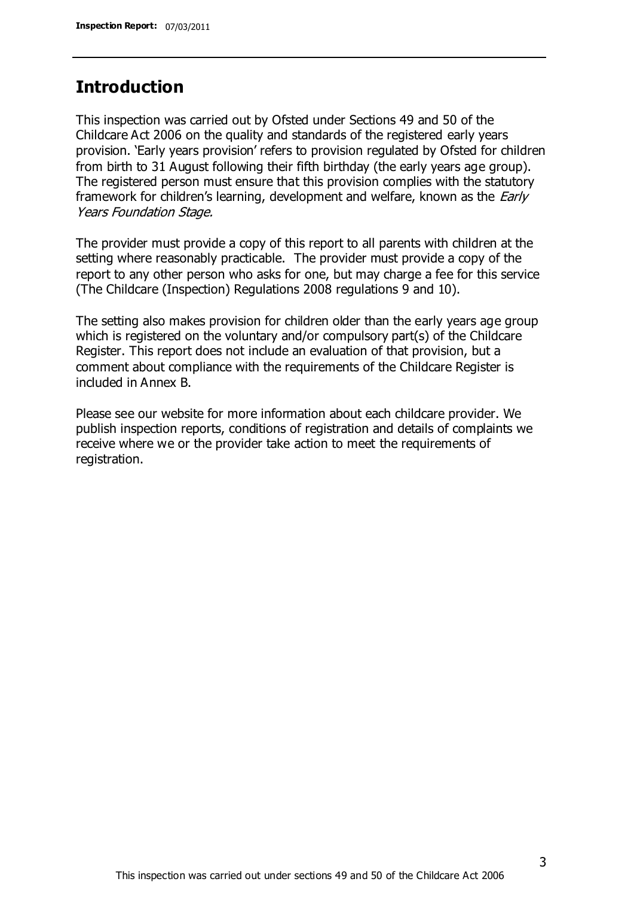## Introduction

This inspection was carried out by Ofsted under Sections 49 and 50 of the Childcare Act 2006 on the quality and standards of the registered early years provision. 'Early years provision' refers to provision regulated by Ofsted for children from birth to 31 August following their fifth birthday (the early years age group). The registered person must ensure that this provision complies with the statutory framework for children's learning, development and welfare, known as the *Early Years Foundation Stage.*

The provider must provide a copy of this report to all parents with children at the setting where reasonably practicable. The provider must provide a copy of the report to any other person who asks for one, but may charge a fee for this service (The Childcare (Inspection) Regulations 2008 regulations 9 and 10).

The setting also makes provision for children older than the early years age group which is registered on the voluntary and/or compulsory part(s) of the Childcare Register. This report does not include an evaluation of that provision, but a comment about compliance with the requirements of the Childcare Register is included in Annex B.

Please see our website for more information about each childcare provider. We publish inspection reports, conditions of registration and details of complaints we receive where we or the provider take action to meet the requirements of registration.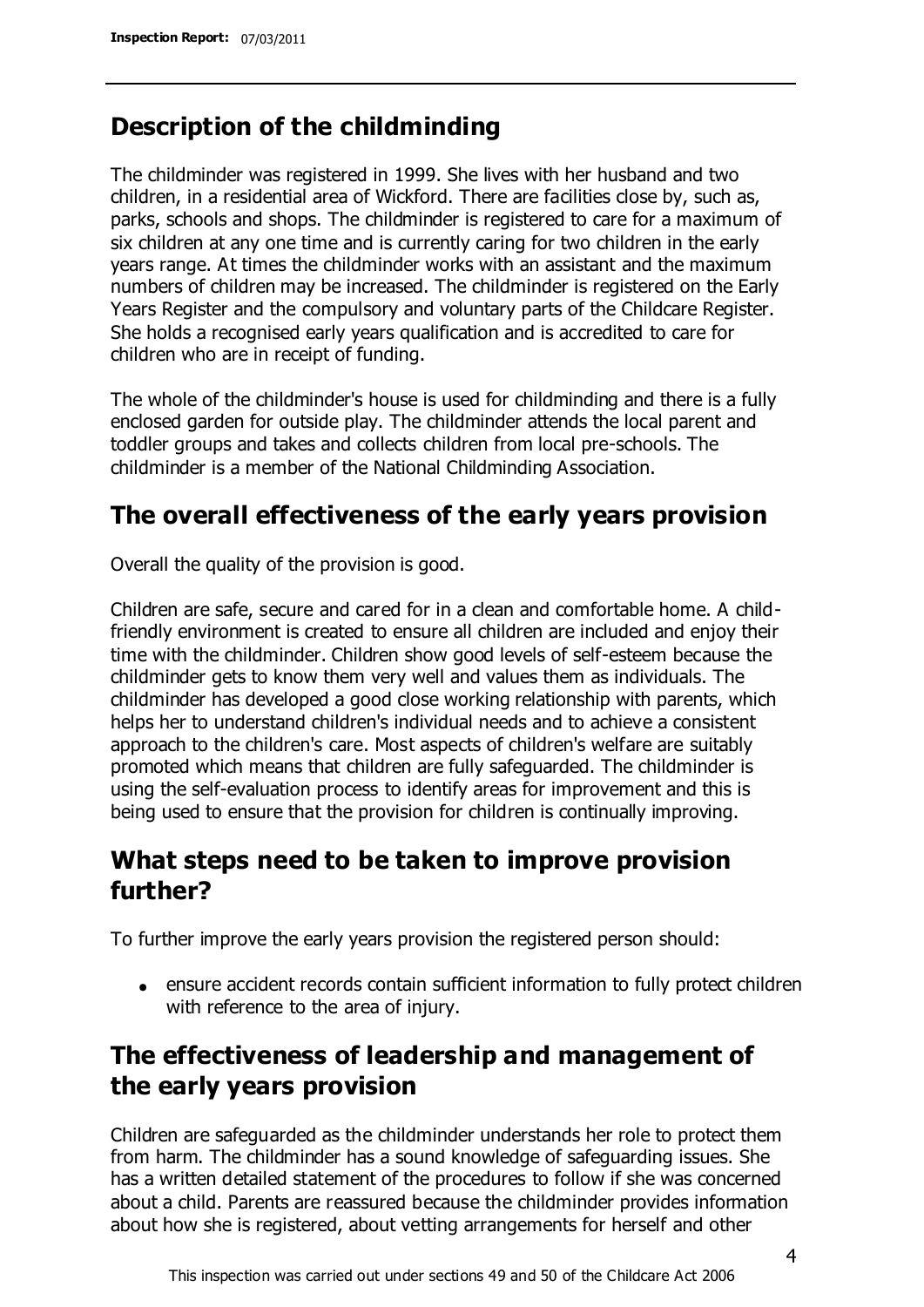## Description of the childminding

The childminder was registered in 1999. She lives with her husband and two children, in a residential area of Wickford. There are facilities close by, such as, parks, schools and shops. The childminder is registered to care for a maximum of six children at any one time and is currently caring for two children in the early years range. At times the childminder works with an assistant and the maximum numbers of children may be increased. The childminder is registered on the Early Years Register and the compulsory and voluntary parts of the Childcare Register. She holds a recognised early years qualification and is accredited to care for children who are in receipt of funding.

The whole of the childminder's house is used for childminding and there is a fully enclosed garden for outside play. The childminder attends the local parent and toddler groups and takes and collects children from local pre-schools. The childminder is a member of the National Childminding Association.

## The overall effectiveness of the early years provision

Overall the quality of the provision is good.

Children are safe, secure and cared for in a clean and comfortable home. A child-friendly environment is created to ensure all children are included and enjoy their time with the childminder. Children show good levels of self-esteem because the childminder gets to know them very well and values them as individuals. The childminder has developed a good close working relationship with parents, which helps her to understand children's individual needs and to achieve a consistent approach to the children's care. Most aspects of children's welfare are suitably promoted which means that children are fully safeguarded. The childminder is using the self-evaluation process to identify areas for improvement and this is being used to ensure that the provision for children is continually improving.

## What steps need to be taken to improve provision further?

To further improve the early years provision the registered person should:

- ensure accident records contain sufficient information to fully protect children with reference to the area of injury.

## The effectiveness of leadership and management of the early years provision

Children are safeguarded as the childminder understands her role to protect them from harm. The childminder has a sound knowledge of safeguarding issues. She has a written detailed statement of the procedures to follow if she was concerned about a child. Parents are reassured because the childminder provides information about how she is registered, about vetting arrangements for herself and other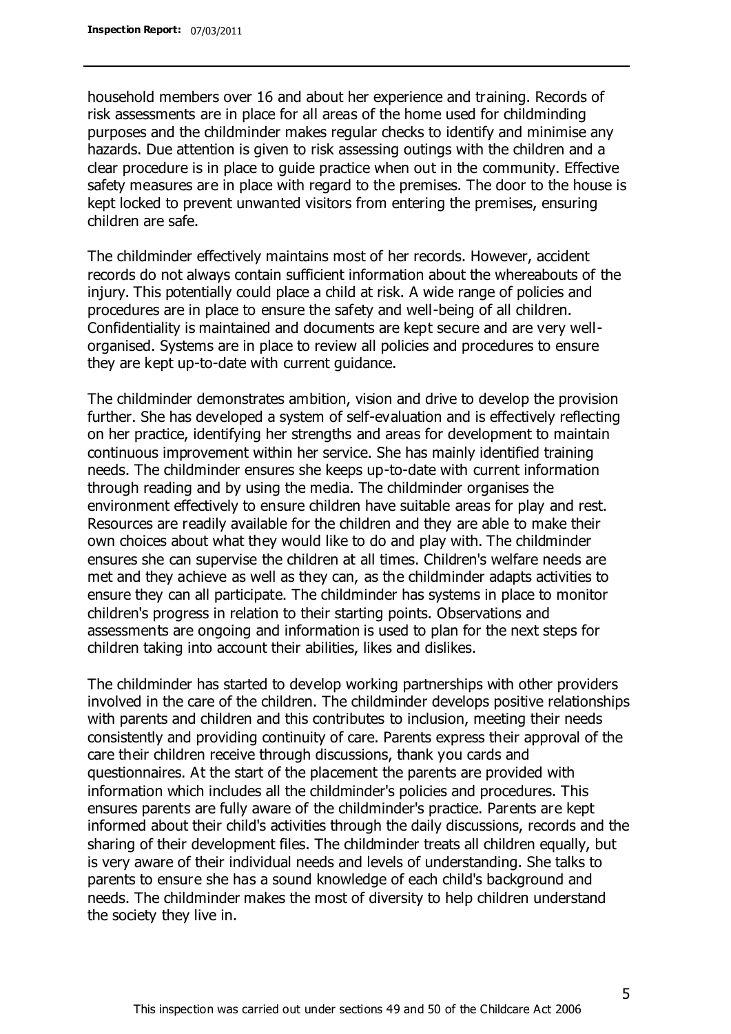household members over 16 and about her experience and training. Records of risk assessments are in place for all areas of the home used for childminding purposes and the childminder makes regular checks to identify and minimise any hazards. Due attention is given to risk assessing outings with the children and a clear procedure is in place to guide practice when out in the community. Effective safety measures are in place with regard to the premises. The door to the house is kept locked to prevent unwanted visitors from entering the premises, ensuring children are safe.

The childminder effectively maintains most of her records. However, accident records do not always contain sufficient information about the whereabouts of the injury. This potentially could place a child at risk. A wide range of policies and procedures are in place to ensure the safety and well-being of all children. Confidentiality is maintained and documents are kept secure and are very well-organised. Systems are in place to review all policies and procedures to ensure they are kept up-to-date with current guidance.

The childminder demonstrates ambition, vision and drive to develop the provision further. She has developed a system of self-evaluation and is effectively reflecting on her practice, identifying her strengths and areas for development to maintain continuous improvement within her service. She has mainly identified training needs. The childminder ensures she keeps up-to-date with current information through reading and by using the media. The childminder organises the environment effectively to ensure children have suitable areas for play and rest. Resources are readily available for the children and they are able to make their own choices about what they would like to do and play with. The childminder ensures she can supervise the children at all times. Children's welfare needs are met and they achieve as well as they can, as the childminder adapts activities to ensure they can all participate. The childminder has systems in place to monitor children's progress in relation to their starting points. Observations and assessments are ongoing and information is used to plan for the next steps for children taking into account their abilities, likes and dislikes.

The childminder has started to develop working partnerships with other providers involved in the care of the children. The childminder develops positive relationships with parents and children and this contributes to inclusion, meeting their needs consistently and providing continuity of care. Parents express their approval of the care their children receive through discussions, thank you cards and questionnaires. At the start of the placement the parents are provided with information which includes all the childminder's policies and procedures. This ensures parents are fully aware of the childminder's practice. Parents are kept informed about their child's activities through the daily discussions, records and the sharing of their development files. The childminder treats all children equally, but is very aware of their individual needs and levels of understanding. She talks to parents to ensure she has a sound knowledge of each child's background and needs. The childminder makes the most of diversity to help children understand the society they live in.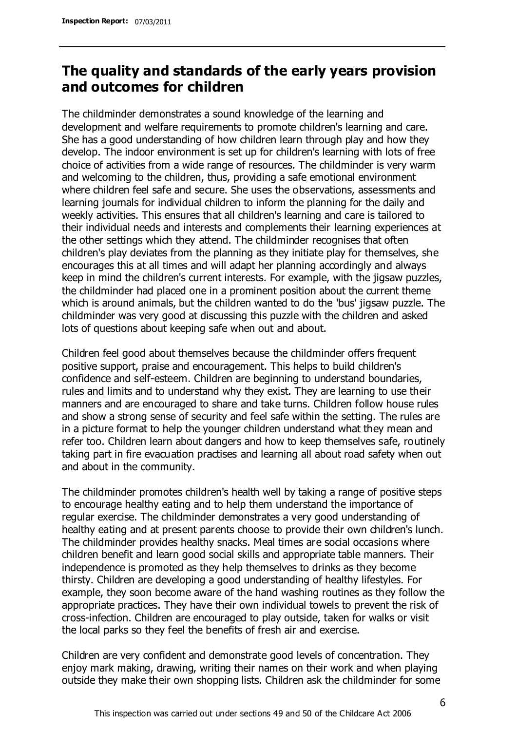## The quality and standards of the early years provision and outcomes for children

The childminder demonstrates a sound knowledge of the learning and development and welfare requirements to promote children's learning and care. She has a good understanding of how children learn through play and how they develop. The indoor environment is set up for children's learning with lots of free choice of activities from a wide range of resources. The childminder is very warm and welcoming to the children, thus, providing a safe emotional environment where children feel safe and secure. She uses the observations, assessments and learning journals for individual children to inform the planning for the daily and weekly activities. This ensures that all children's learning and care is tailored to their individual needs and interests and complements their learning experiences at the other settings which they attend. The childminder recognises that often children's play deviates from the planning as they initiate play for themselves, she encourages this at all times and will adapt her planning accordingly and always keep in mind the children's current interests. For example, with the jigsaw puzzles, the childminder had placed one in a prominent position about the current theme which is around animals, but the children wanted to do the 'bus' jigsaw puzzle. The childminder was very good at discussing this puzzle with the children and asked lots of questions about keeping safe when out and about.

Children feel good about themselves because the childminder offers frequent positive support, praise and encouragement. This helps to build children's confidence and self-esteem. Children are beginning to understand boundaries, rules and limits and to understand why they exist. They are learning to use their manners and are encouraged to share and take turns. Children follow house rules and show a strong sense of security and feel safe within the setting. The rules are in a picture format to help the younger children understand what they mean and refer too. Children learn about dangers and how to keep themselves safe, routinely taking part in fire evacuation practises and learning all about road safety when out and about in the community.

The childminder promotes children's health well by taking a range of positive steps to encourage healthy eating and to help them understand the importance of regular exercise. The childminder demonstrates a very good understanding of healthy eating and at present parents choose to provide their own children's lunch. The childminder provides healthy snacks. Meal times are social occasions where children benefit and learn good social skills and appropriate table manners. Their independence is promoted as they help themselves to drinks as they become thirsty. Children are developing a good understanding of healthy lifestyles. For example, they soon become aware of the hand washing routines as they follow the appropriate practices. They have their own individual towels to prevent the risk of cross-infection. Children are encouraged to play outside, taken for walks or visit the local parks so they feel the benefits of fresh air and exercise.

Children are very confident and demonstrate good levels of concentration. They enjoy mark making, drawing, writing their names on their work and when playing outside they make their own shopping lists. Children ask the childminder for some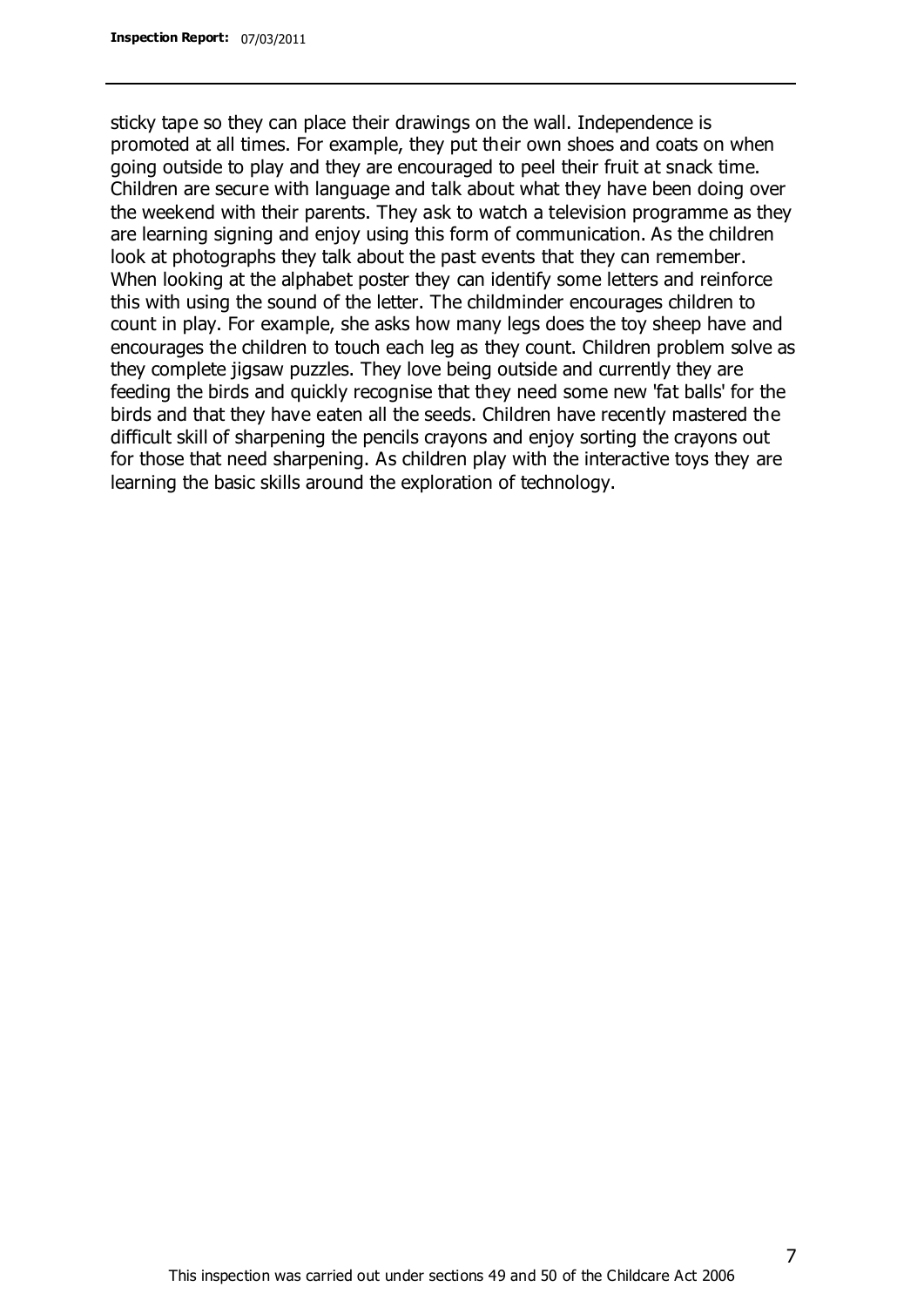sticky tape so they can place their drawings on the wall. Independence is promoted at all times. For example, they put their own shoes and coats on when going outside to play and they are encouraged to peel their fruit at snack time. Children are secure with language and talk about what they have been doing over the weekend with their parents. They ask to watch a television programme as they are learning signing and enjoy using this form of communication. As the children look at photographs they talk about the past events that they can remember. When looking at the alphabet poster they can identify some letters and reinforce this with using the sound of the letter. The childminder encourages children to count in play. For example, she asks how many legs does the toy sheep have and encourages the children to touch each leg as they count. Children problem solve as they complete jigsaw puzzles. They love being outside and currently they are feeding the birds and quickly recognise that they need some new 'fat balls' for the birds and that they have eaten all the seeds. Children have recently mastered the difficult skill of sharpening the pencils crayons and enjoy sorting the crayons out for those that need sharpening. As children play with the interactive toys they are learning the basic skills around the exploration of technology.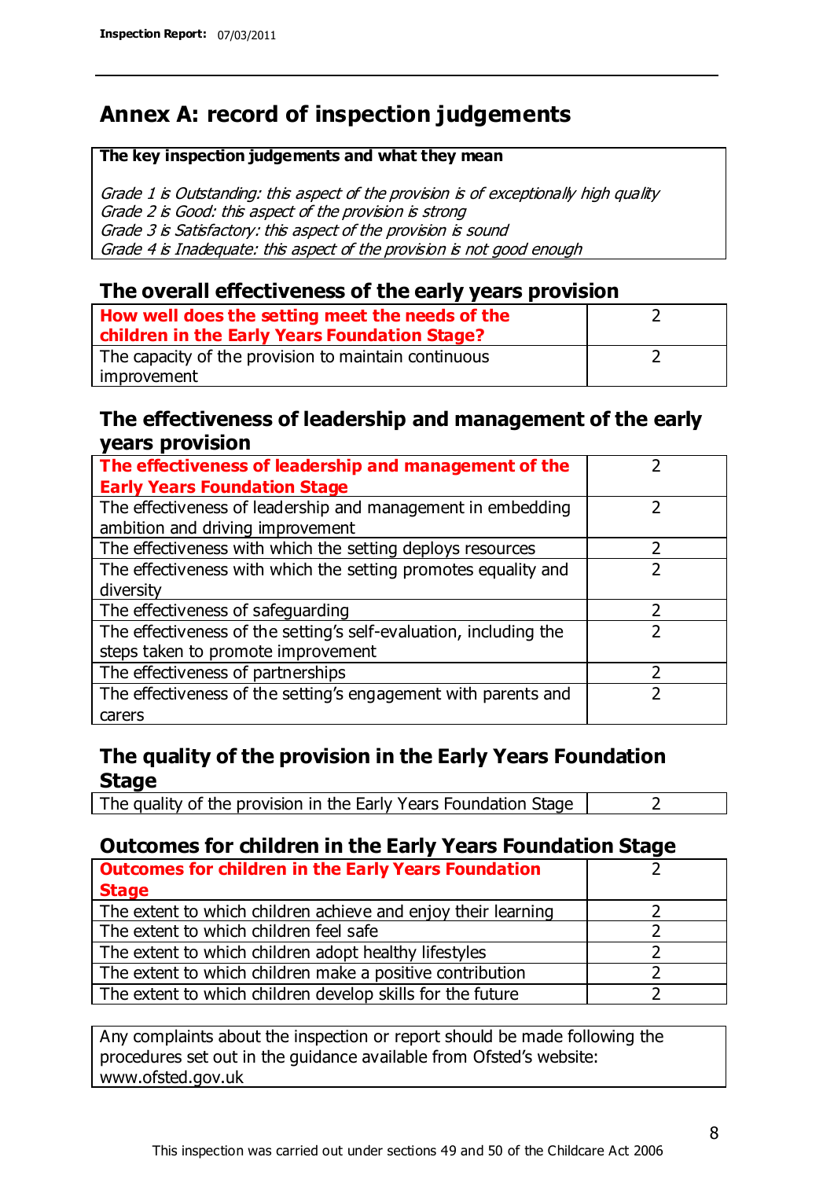# Annex A: record of inspection judgements

**The key inspection judgements and what they mean**

*Grade 1 is Outstanding: this aspect of the provision is of exceptionally high quality*
*Grade 2 is Good: this aspect of the provision is strong*
*Grade 3 is Satisfactory: this aspect of the provision is sound*
*Grade 4 is Inadequate: this aspect of the provision is not good enough*

## The overall effectiveness of the early years provision

| | |
|---|---|
| **How well does the setting meet the needs of the children in the Early Years Foundation Stage?** | 2 |
| The capacity of the provision to maintain continuous improvement | 2 |

## The effectiveness of leadership and management of the early years provision

| | |
|---|---|
| **The effectiveness of leadership and management of the Early Years Foundation Stage** | 2 |
| The effectiveness of leadership and management in embedding ambition and driving improvement | 2 |
| The effectiveness with which the setting deploys resources | 2 |
| The effectiveness with which the setting promotes equality and diversity | 2 |
| The effectiveness of safeguarding | 2 |
| The effectiveness of the setting's self-evaluation, including the steps taken to promote improvement | 2 |
| The effectiveness of partnerships | 2 |
| The effectiveness of the setting's engagement with parents and carers | 2 |

## The quality of the provision in the Early Years Foundation Stage

| | |
|---|---|
| The quality of the provision in the Early Years Foundation Stage | 2 |

## Outcomes for children in the Early Years Foundation Stage

| | |
|---|---|
| **Outcomes for children in the Early Years Foundation Stage** | 2 |
| The extent to which children achieve and enjoy their learning | 2 |
| The extent to which children feel safe | 2 |
| The extent to which children adopt healthy lifestyles | 2 |
| The extent to which children make a positive contribution | 2 |
| The extent to which children develop skills for the future | 2 |

Any complaints about the inspection or report should be made following the procedures set out in the guidance available from Ofsted's website: www.ofsted.gov.uk

This inspection was carried out under sections 49 and 50 of the Childcare Act 2006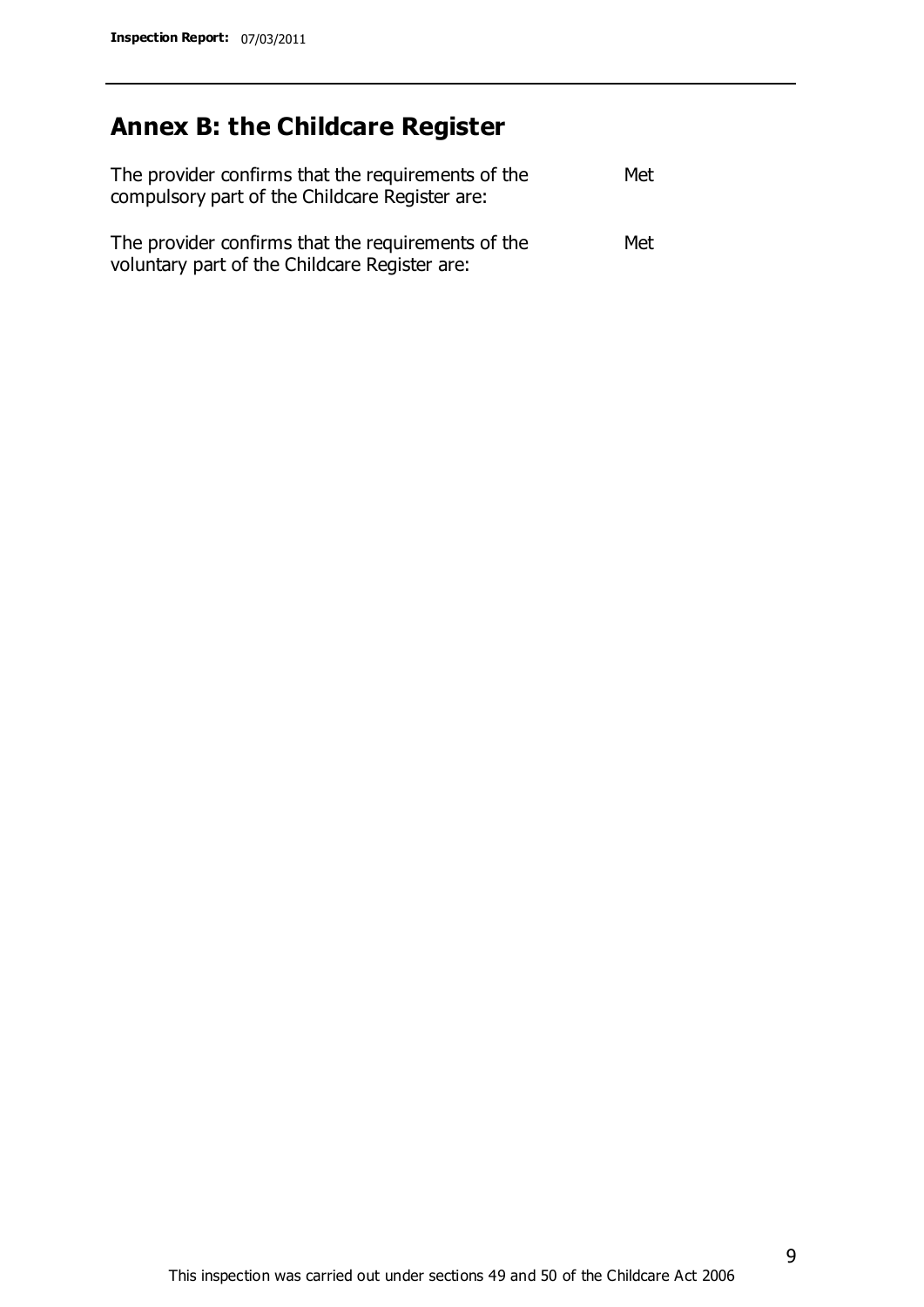## Annex B: the Childcare Register

| | |
|---|---|
| The provider confirms that the requirements of the compulsory part of the Childcare Register are: | Met |
| The provider confirms that the requirements of the voluntary part of the Childcare Register are: | Met |

This inspection was carried out under sections 49 and 50 of the Childcare Act 2006